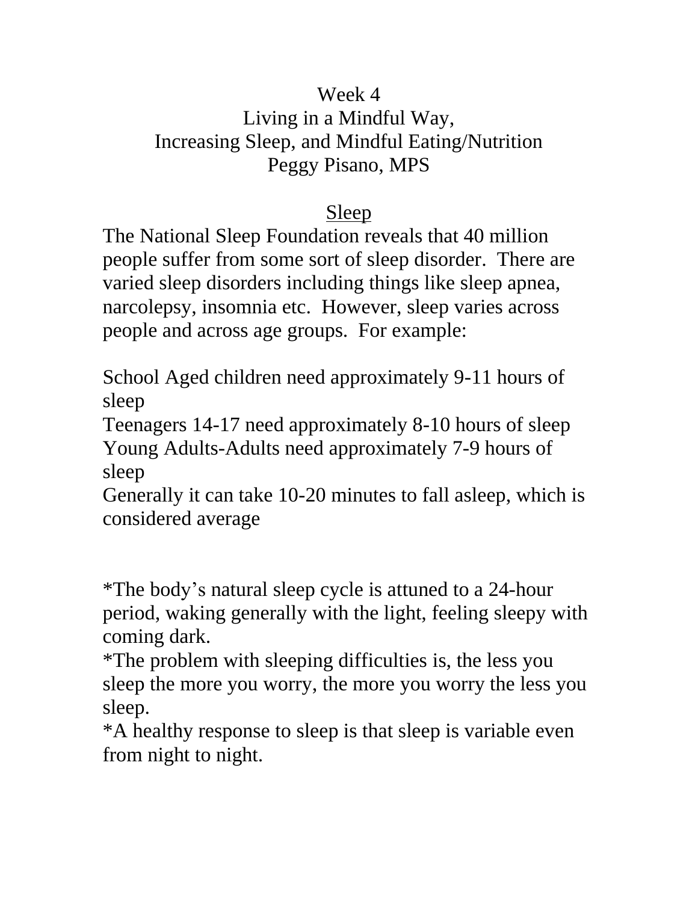# Week 4
# Living in a Mindful Way, Increasing Sleep, and Mindful Eating/Nutrition
### Peggy Pisano, MPS

## Sleep

The National Sleep Foundation reveals that 40 million people suffer from some sort of sleep disorder.  There are varied sleep disorders including things like sleep apnea, narcolepsy, insomnia etc.  However, sleep varies across people and across age groups.  For example:

School Aged children need approximately 9-11 hours of sleep
Teenagers 14-17 need approximately 8-10 hours of sleep
Young Adults-Adults need approximately 7-9 hours of sleep
Generally it can take 10-20 minutes to fall asleep, which is considered average

*The body's natural sleep cycle is attuned to a 24-hour period, waking generally with the light, feeling sleepy with coming dark.
*The problem with sleeping difficulties is, the less you sleep the more you worry, the more you worry the less you sleep.
*A healthy response to sleep is that sleep is variable even from night to night.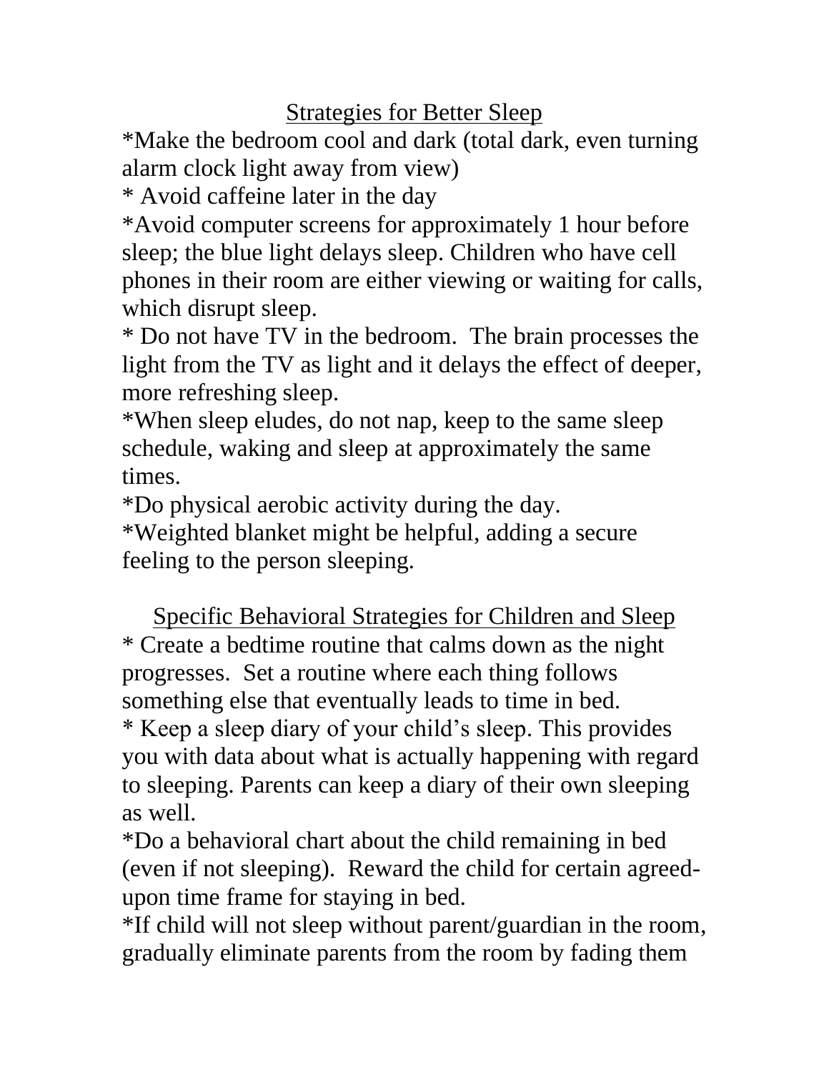## Strategies for Better Sleep

*Make the bedroom cool and dark (total dark, even turning alarm clock light away from view)

* Avoid caffeine later in the day

*Avoid computer screens for approximately 1 hour before sleep; the blue light delays sleep. Children who have cell phones in their room are either viewing or waiting for calls, which disrupt sleep.

* Do not have TV in the bedroom. The brain processes the light from the TV as light and it delays the effect of deeper, more refreshing sleep.

*When sleep eludes, do not nap, keep to the same sleep schedule, waking and sleep at approximately the same times.

*Do physical aerobic activity during the day.

*Weighted blanket might be helpful, adding a secure feeling to the person sleeping.

## Specific Behavioral Strategies for Children and Sleep

* Create a bedtime routine that calms down as the night progresses. Set a routine where each thing follows something else that eventually leads to time in bed.

* Keep a sleep diary of your child's sleep. This provides you with data about what is actually happening with regard to sleeping. Parents can keep a diary of their own sleeping as well.

*Do a behavioral chart about the child remaining in bed (even if not sleeping). Reward the child for certain agreed-upon time frame for staying in bed.

*If child will not sleep without parent/guardian in the room, gradually eliminate parents from the room by fading them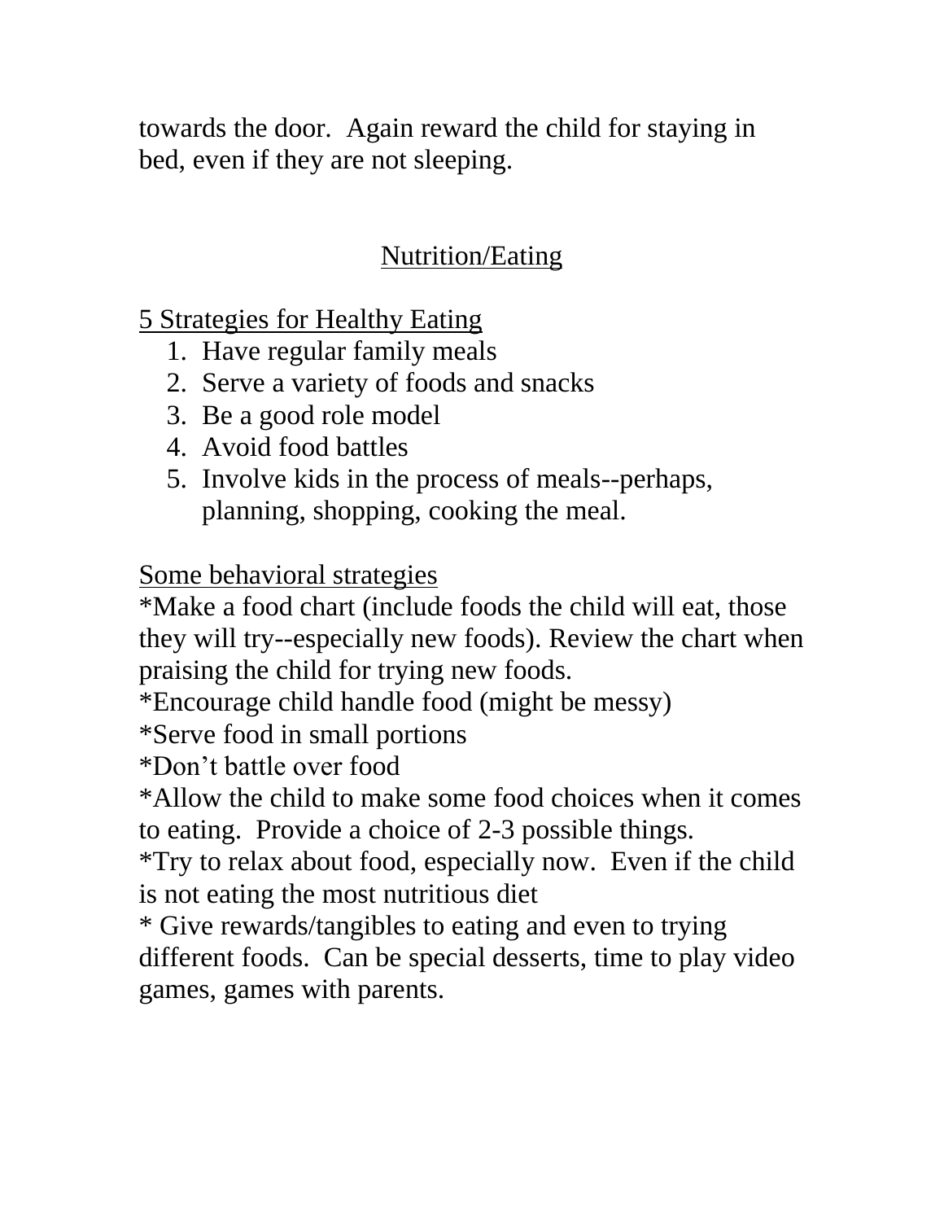towards the door. Again reward the child for staying in bed, even if they are not sleeping.

## Nutrition/Eating

5 Strategies for Healthy Eating

1. Have regular family meals
2. Serve a variety of foods and snacks
3. Be a good role model
4. Avoid food battles
5. Involve kids in the process of meals--perhaps, planning, shopping, cooking the meal.

Some behavioral strategies

*Make a food chart (include foods the child will eat, those they will try--especially new foods). Review the chart when praising the child for trying new foods.

*Encourage child handle food (might be messy)

*Serve food in small portions

*Don't battle over food

*Allow the child to make some food choices when it comes to eating. Provide a choice of 2-3 possible things.

*Try to relax about food, especially now. Even if the child is not eating the most nutritious diet

* Give rewards/tangibles to eating and even to trying different foods. Can be special desserts, time to play video games, games with parents.